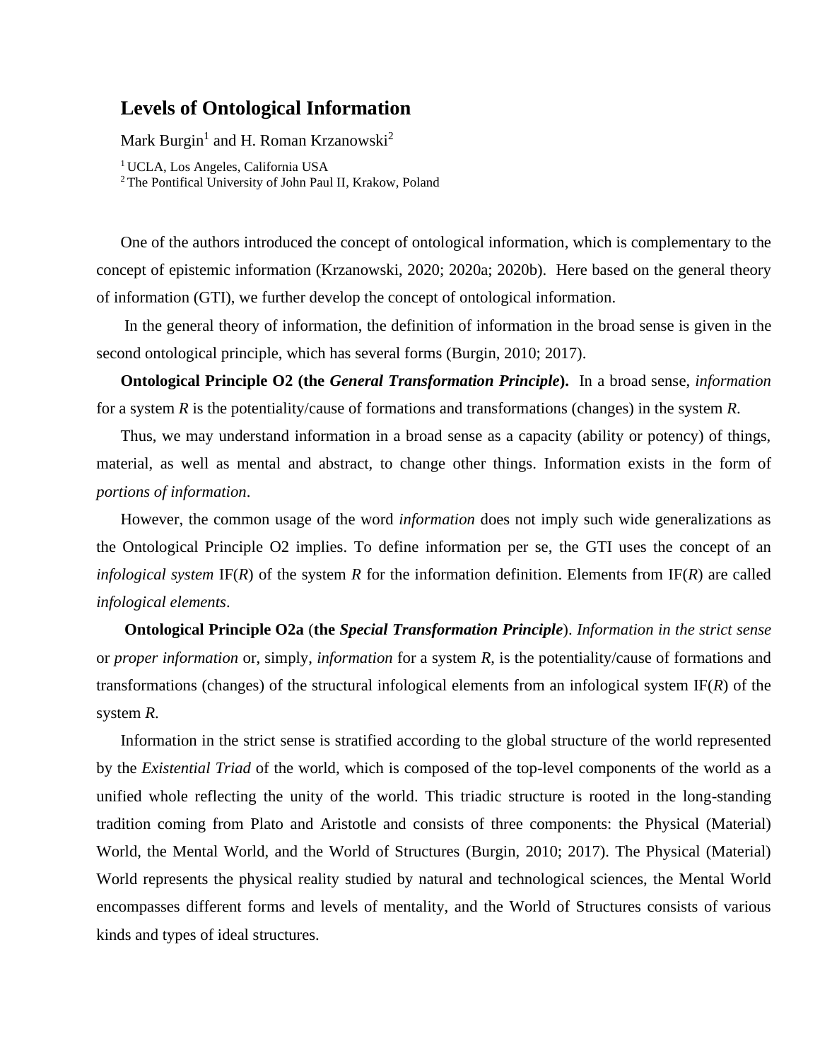# Levels of Ontological Information

Mark Burgin[1] and H. Roman Krzanowski[2]

[1] UCLA, Los Angeles, California USA
[2] The Pontifical University of John Paul II, Krakow, Poland

One of the authors introduced the concept of ontological information, which is complementary to the concept of epistemic information (Krzanowski, 2020; 2020a; 2020b). Here based on the general theory of information (GTI), we further develop the concept of ontological information.

In the general theory of information, the definition of information in the broad sense is given in the second ontological principle, which has several forms (Burgin, 2010; 2017).

**Ontological Principle O2 (the *General Transformation Principle*).** In a broad sense, *information* for a system *R* is the potentiality/cause of formations and transformations (changes) in the system *R*.

Thus, we may understand information in a broad sense as a capacity (ability or potency) of things, material, as well as mental and abstract, to change other things. Information exists in the form of *portions of information*.

However, the common usage of the word *information* does not imply such wide generalizations as the Ontological Principle O2 implies. To define information per se, the GTI uses the concept of an *infological system* IF(*R*) of the system *R* for the information definition. Elements from IF(*R*) are called *infological elements*.

**Ontological Principle O2a** (**the *Special Transformation Principle***). *Information in the strict sense* or *proper information* or, simply, *information* for a system *R*, is the potentiality/cause of formations and transformations (changes) of the structural infological elements from an infological system IF(*R*) of the system *R*.

Information in the strict sense is stratified according to the global structure of the world represented by the *Existential Triad* of the world, which is composed of the top-level components of the world as a unified whole reflecting the unity of the world. This triadic structure is rooted in the long-standing tradition coming from Plato and Aristotle and consists of three components: the Physical (Material) World, the Mental World, and the World of Structures (Burgin, 2010; 2017). The Physical (Material) World represents the physical reality studied by natural and technological sciences, the Mental World encompasses different forms and levels of mentality, and the World of Structures consists of various kinds and types of ideal structures.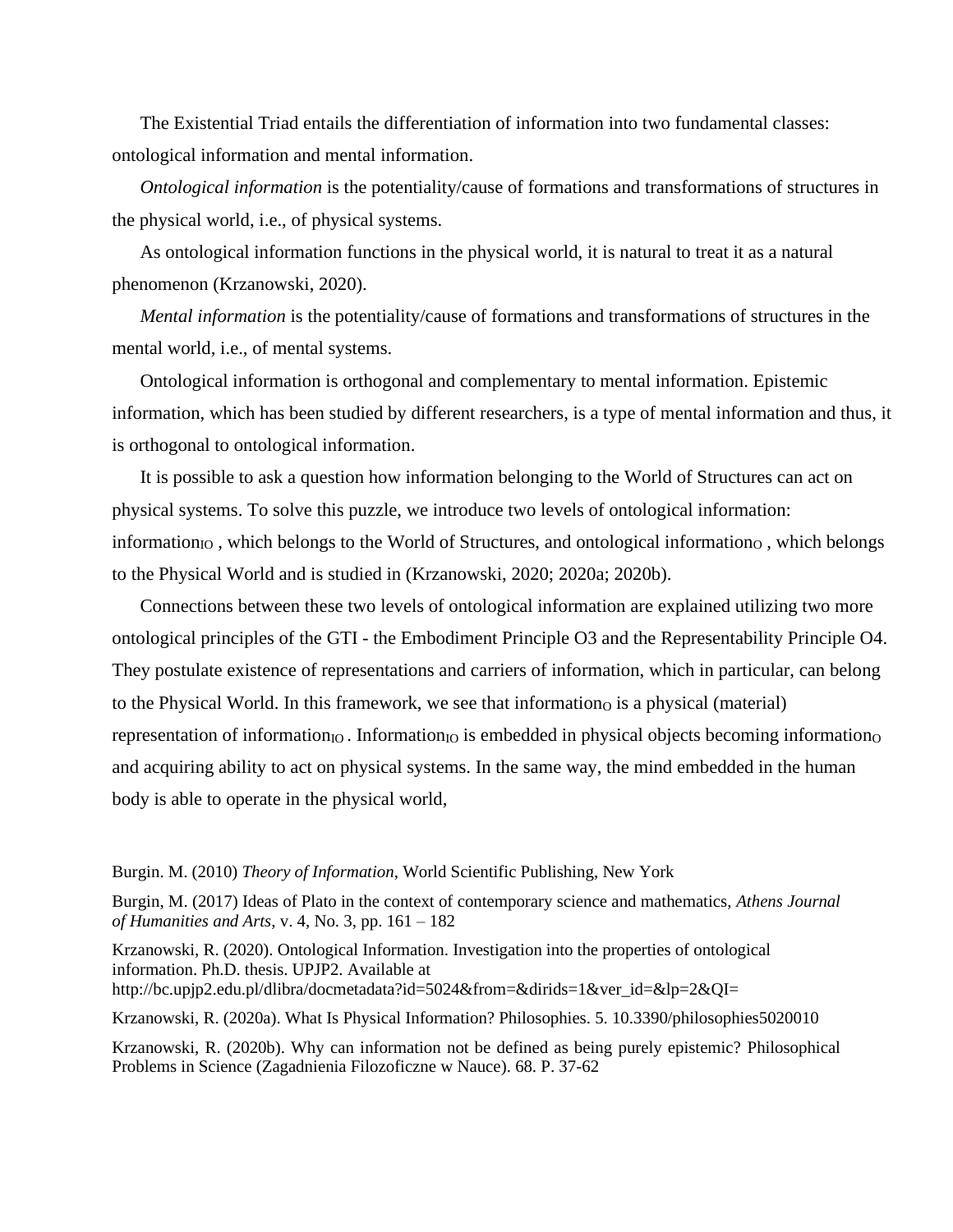The Existential Triad entails the differentiation of information into two fundamental classes: ontological information and mental information.

*Ontological information* is the potentiality/cause of formations and transformations of structures in the physical world, i.e., of physical systems.

As ontological information functions in the physical world, it is natural to treat it as a natural phenomenon (Krzanowski, 2020).

*Mental information* is the potentiality/cause of formations and transformations of structures in the mental world, i.e., of mental systems.

Ontological information is orthogonal and complementary to mental information. Epistemic information, which has been studied by different researchers, is a type of mental information and thus, it is orthogonal to ontological information.

It is possible to ask a question how information belonging to the World of Structures can act on physical systems. To solve this puzzle, we introduce two levels of ontological information: $\text{information}_{IO}$ , which belongs to the World of Structures, and ontological $\text{information}_{O}$ , which belongs to the Physical World and is studied in (Krzanowski, 2020; 2020a; 2020b).

Connections between these two levels of ontological information are explained utilizing two more ontological principles of the GTI - the Embodiment Principle O3 and the Representability Principle O4. They postulate existence of representations and carriers of information, which in particular, can belong to the Physical World. In this framework, we see that $\text{information}_{O}$ is a physical (material) representation of $\text{information}_{IO}$ . $\text{Information}_{IO}$ is embedded in physical objects becoming $\text{information}_{O}$ and acquiring ability to act on physical systems. In the same way, the mind embedded in the human body is able to operate in the physical world,

Burgin. M. (2010) *Theory of Information*, World Scientific Publishing, New York

Burgin, M. (2017) Ideas of Plato in the context of contemporary science and mathematics, *Athens Journal of Humanities and Arts*, v. 4, No. 3, pp. 161 – 182

Krzanowski, R. (2020). Ontological Information. Investigation into the properties of ontological information. Ph.D. thesis. UPJP2. Available at http://bc.upjp2.edu.pl/dlibra/docmetadata?id=5024&from=&dirids=1&ver_id=&lp=2&QI=

Krzanowski, R. (2020a). What Is Physical Information? Philosophies. 5. 10.3390/philosophies5020010

Krzanowski, R. (2020b). Why can information not be defined as being purely epistemic? Philosophical Problems in Science (Zagadnienia Filozoficzne w Nauce). 68. P. 37-62